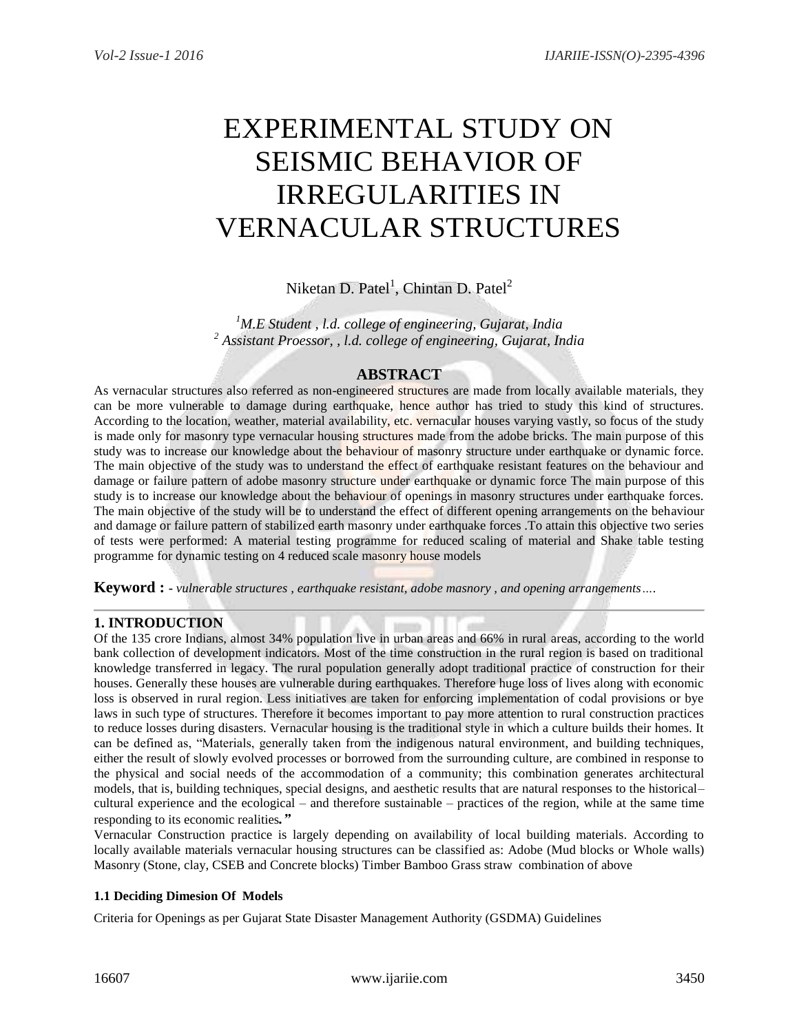# EXPERIMENTAL STUDY ON SEISMIC BEHAVIOR OF IRREGULARITIES IN VERNACULAR STRUCTURES

Niketan D. Patel[1], Chintan D. Patel[2]

*[1]M.E Student , l.d. college of engineering, Gujarat, India*
*[2] Assistant Proessor, , l.d. college of engineering, Gujarat, India*

## ABSTRACT

As vernacular structures also referred as non-engineered structures are made from locally available materials, they can be more vulnerable to damage during earthquake, hence author has tried to study this kind of structures. According to the location, weather, material availability, etc. vernacular houses varying vastly, so focus of the study is made only for masonry type vernacular housing structures made from the adobe bricks. The main purpose of this study was to increase our knowledge about the behaviour of masonry structure under earthquake or dynamic force. The main objective of the study was to understand the effect of earthquake resistant features on the behaviour and damage or failure pattern of adobe masonry structure under earthquake or dynamic force The main purpose of this study is to increase our knowledge about the behaviour of openings in masonry structures under earthquake forces. The main objective of the study will be to understand the effect of different opening arrangements on the behaviour and damage or failure pattern of stabilized earth masonry under earthquake forces .To attain this objective two series of tests were performed: A material testing programme for reduced scaling of material and Shake table testing programme for dynamic testing on 4 reduced scale masonry house models

**Keyword :** - *vulnerable structures , earthquake resistant, adobe masnory , and opening arrangements….*

## 1. INTRODUCTION

Of the 135 crore Indians, almost 34% population live in urban areas and 66% in rural areas, according to the world bank collection of development indicators. Most of the time construction in the rural region is based on traditional knowledge transferred in legacy. The rural population generally adopt traditional practice of construction for their houses. Generally these houses are vulnerable during earthquakes. Therefore huge loss of lives along with economic loss is observed in rural region. Less initiatives are taken for enforcing implementation of codal provisions or bye laws in such type of structures. Therefore it becomes important to pay more attention to rural construction practices to reduce losses during disasters. Vernacular housing is the traditional style in which a culture builds their homes. It can be defined as, "Materials, generally taken from the indigenous natural environment, and building techniques, either the result of slowly evolved processes or borrowed from the surrounding culture, are combined in response to the physical and social needs of the accommodation of a community; this combination generates architectural models, that is, building techniques, special designs, and aesthetic results that are natural responses to the historical–cultural experience and the ecological – and therefore sustainable – practices of the region, while at the same time responding to its economic realities*."*

Vernacular Construction practice is largely depending on availability of local building materials. According to locally available materials vernacular housing structures can be classified as: Adobe (Mud blocks or Whole walls) Masonry (Stone, clay, CSEB and Concrete blocks) Timber Bamboo Grass straw combination of above

### 1.1 Deciding Dimesion Of Models

Criteria for Openings as per Gujarat State Disaster Management Authority (GSDMA) Guidelines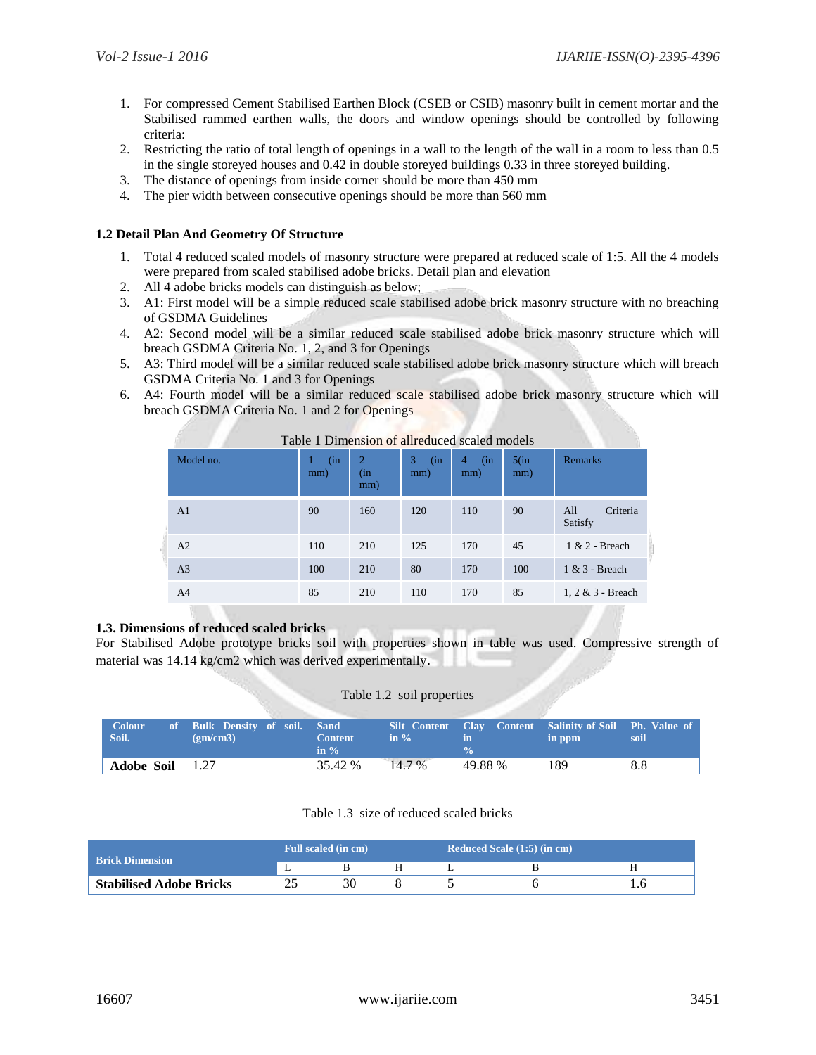1. For compressed Cement Stabilised Earthen Block (CSEB or CSIB) masonry built in cement mortar and the Stabilised rammed earthen walls, the doors and window openings should be controlled by following criteria:
2. Restricting the ratio of total length of openings in a wall to the length of the wall in a room to less than 0.5 in the single storeyed houses and 0.42 in double storeyed buildings 0.33 in three storeyed building.
3. The distance of openings from inside corner should be more than 450 mm
4. The pier width between consecutive openings should be more than 560 mm

### 1.2 Detail Plan And Geometry Of Structure

1. Total 4 reduced scaled models of masonry structure were prepared at reduced scale of 1:5. All the 4 models were prepared from scaled stabilised adobe bricks. Detail plan and elevation
2. All 4 adobe bricks models can distinguish as below;
3. A1: First model will be a simple reduced scale stabilised adobe brick masonry structure with no breaching of GSDMA Guidelines
4. A2: Second model will be a similar reduced scale stabilised adobe brick masonry structure which will breach GSDMA Criteria No. 1, 2, and 3 for Openings
5. A3: Third model will be a similar reduced scale stabilised adobe brick masonry structure which will breach GSDMA Criteria No. 1 and 3 for Openings
6. A4: Fourth model will be a similar reduced scale stabilised adobe brick masonry structure which will breach GSDMA Criteria No. 1 and 2 for Openings

Table 1 Dimension of allreduced scaled models

| Model no. | 1 (in mm) | 2 (in mm) | 3 (in mm) | 4 (in mm) | 5(in mm) | Remarks |
|---|---|---|---|---|---|---|
| A1 | 90 | 160 | 120 | 110 | 90 | All Criteria Satisfy |
| A2 | 110 | 210 | 125 | 170 | 45 | 1 & 2 - Breach |
| A3 | 100 | 210 | 80 | 170 | 100 | 1 & 3 - Breach |
| A4 | 85 | 210 | 110 | 170 | 85 | 1, 2 & 3 - Breach |

### 1.3. Dimensions of reduced scaled bricks

For Stabilised Adobe prototype bricks soil with properties shown in table was used. Compressive strength of material was 14.14 kg/cm2 which was derived experimentally.

Table 1.2 soil properties

| Colour of Soil. | Bulk Density of soil. (gm/cm3) | Sand Content in % | Silt Content in % | Clay Content in % | Salinity of Soil in ppm | Ph. Value of soil |
|---|---|---|---|---|---|---|
| **Adobe Soil** | 1.27 | 35.42 % | 14.7 % | 49.88 % | 189 | 8.8 |

Table 1.3 size of reduced scaled bricks

| Brick Dimension | Full scaled (in cm) | | | Reduced Scale (1:5) (in cm) | | |
|---|---|---|---|---|---|---|
| | L | B | H | L | B | H |
| **Stabilised Adobe Bricks** | 25 | 30 | 8 | 5 | 6 | 1.6 |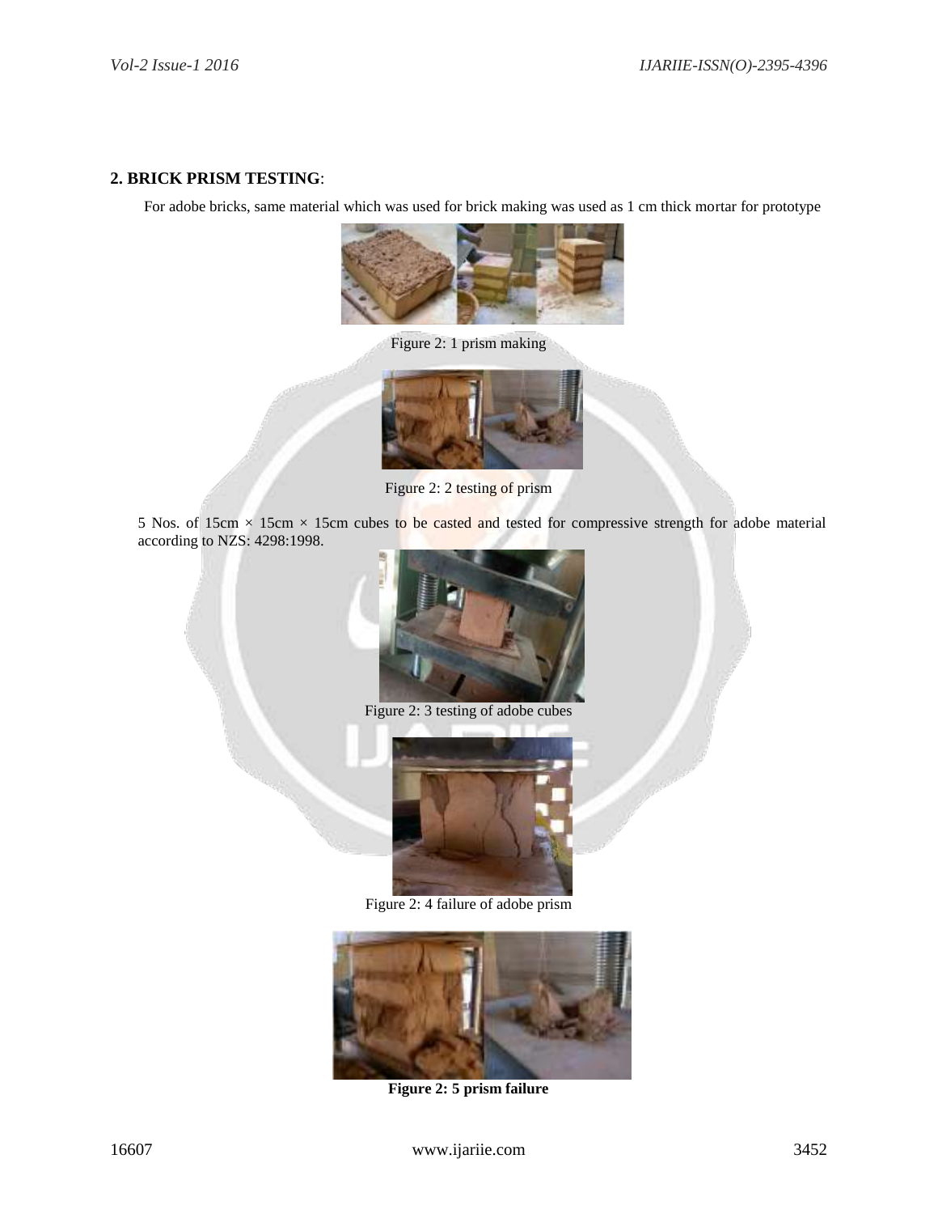## 2. BRICK PRISM TESTING:

For adobe bricks, same material which was used for brick making was used as 1 cm thick mortar for prototype

Figure 2: 1 prism making

Figure 2: 2 testing of prism

5 Nos. of 15cm × 15cm × 15cm cubes to be casted and tested for compressive strength for adobe material according to NZS: 4298:1998.

Figure 2: 3 testing of adobe cubes

Figure 2: 4 failure of adobe prism

**Figure 2: 5 prism failure**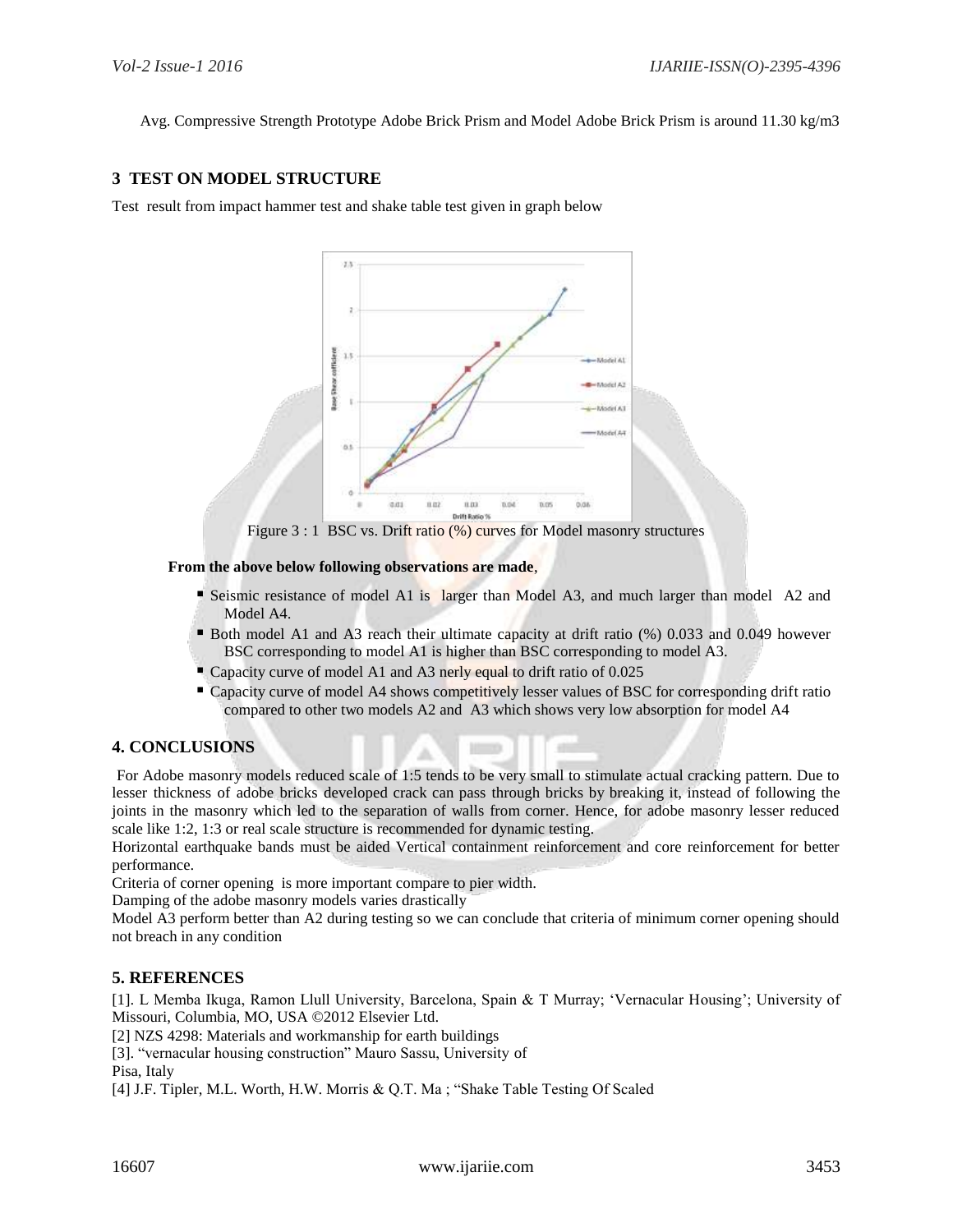Avg. Compressive Strength Prototype Adobe Brick Prism and Model Adobe Brick Prism is around 11.30 kg/m3

## 3 TEST ON MODEL STRUCTURE

Test result from impact hammer test and shake table test given in graph below

Figure 3 : 1 BSC vs. Drift ratio (%) curves for Model masonry structures

**From the above below following observations are made**,

- Seismic resistance of model A1 is larger than Model A3, and much larger than model A2 and Model A4.
- Both model A1 and A3 reach their ultimate capacity at drift ratio (%) 0.033 and 0.049 however BSC corresponding to model A1 is higher than BSC corresponding to model A3.
- Capacity curve of model A1 and A3 nerly equal to drift ratio of 0.025
- Capacity curve of model A4 shows competitively lesser values of BSC for corresponding drift ratio compared to other two models A2 and A3 which shows very low absorption for model A4

## 4. CONCLUSIONS

For Adobe masonry models reduced scale of 1:5 tends to be very small to stimulate actual cracking pattern. Due to lesser thickness of adobe bricks developed crack can pass through bricks by breaking it, instead of following the joints in the masonry which led to the separation of walls from corner. Hence, for adobe masonry lesser reduced scale like 1:2, 1:3 or real scale structure is recommended for dynamic testing.

Horizontal earthquake bands must be aided Vertical containment reinforcement and core reinforcement for better performance.

Criteria of corner opening is more important compare to pier width.

Damping of the adobe masonry models varies drastically

Model A3 perform better than A2 during testing so we can conclude that criteria of minimum corner opening should not breach in any condition

## 5. REFERENCES

[1]. L Memba Ikuga, Ramon Llull University, Barcelona, Spain & T Murray; 'Vernacular Housing'; University of Missouri, Columbia, MO, USA ©2012 Elsevier Ltd.

[2] NZS 4298: Materials and workmanship for earth buildings

[3]. "vernacular housing construction" Mauro Sassu, University of Pisa, Italy

[4] J.F. Tipler, M.L. Worth, H.W. Morris & Q.T. Ma ; "Shake Table Testing Of Scaled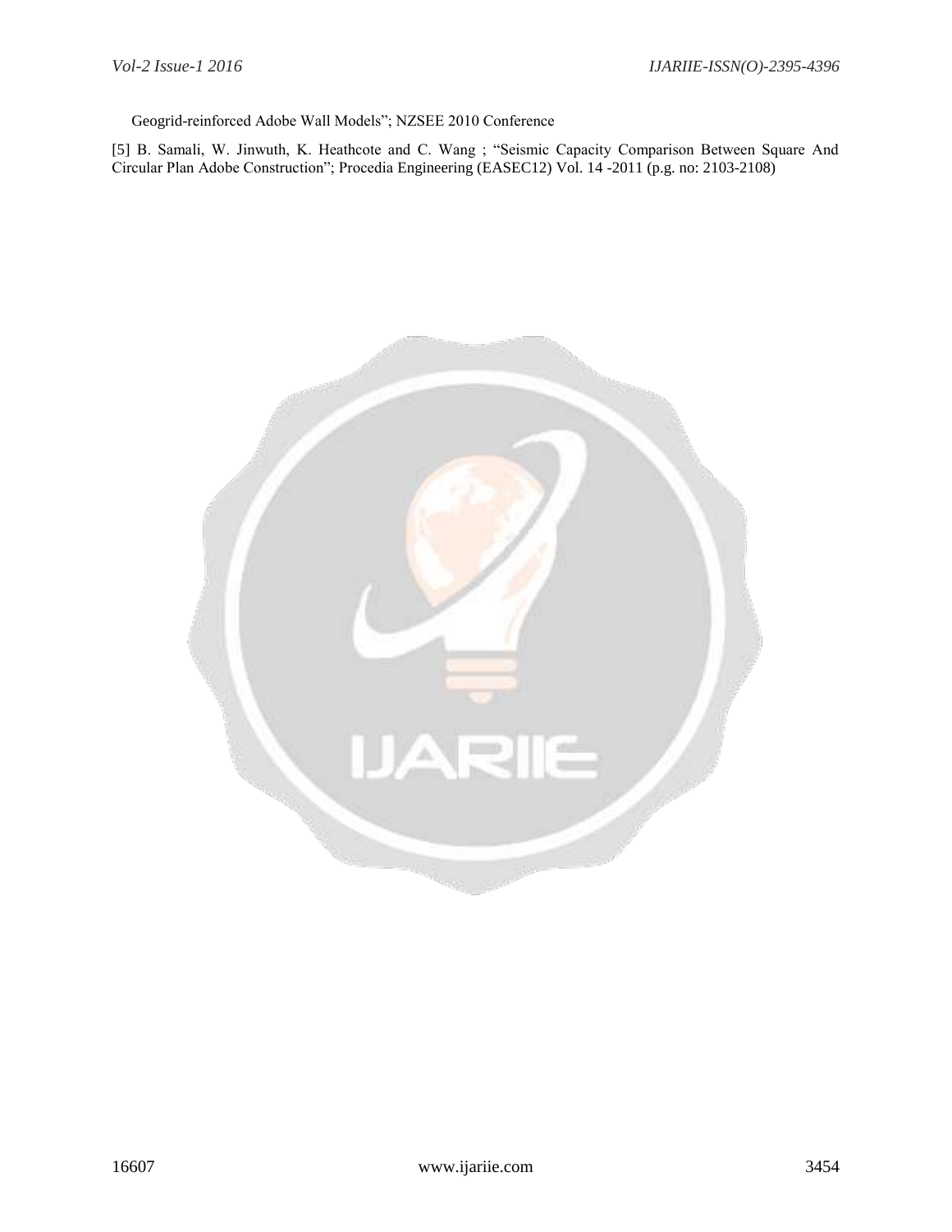Geogrid-reinforced Adobe Wall Models"; NZSEE 2010 Conference

[5] B. Samali, W. Jinwuth, K. Heathcote and C. Wang ; "Seismic Capacity Comparison Between Square And Circular Plan Adobe Construction"; Procedia Engineering (EASEC12) Vol. 14 -2011 (p.g. no: 2103-2108)